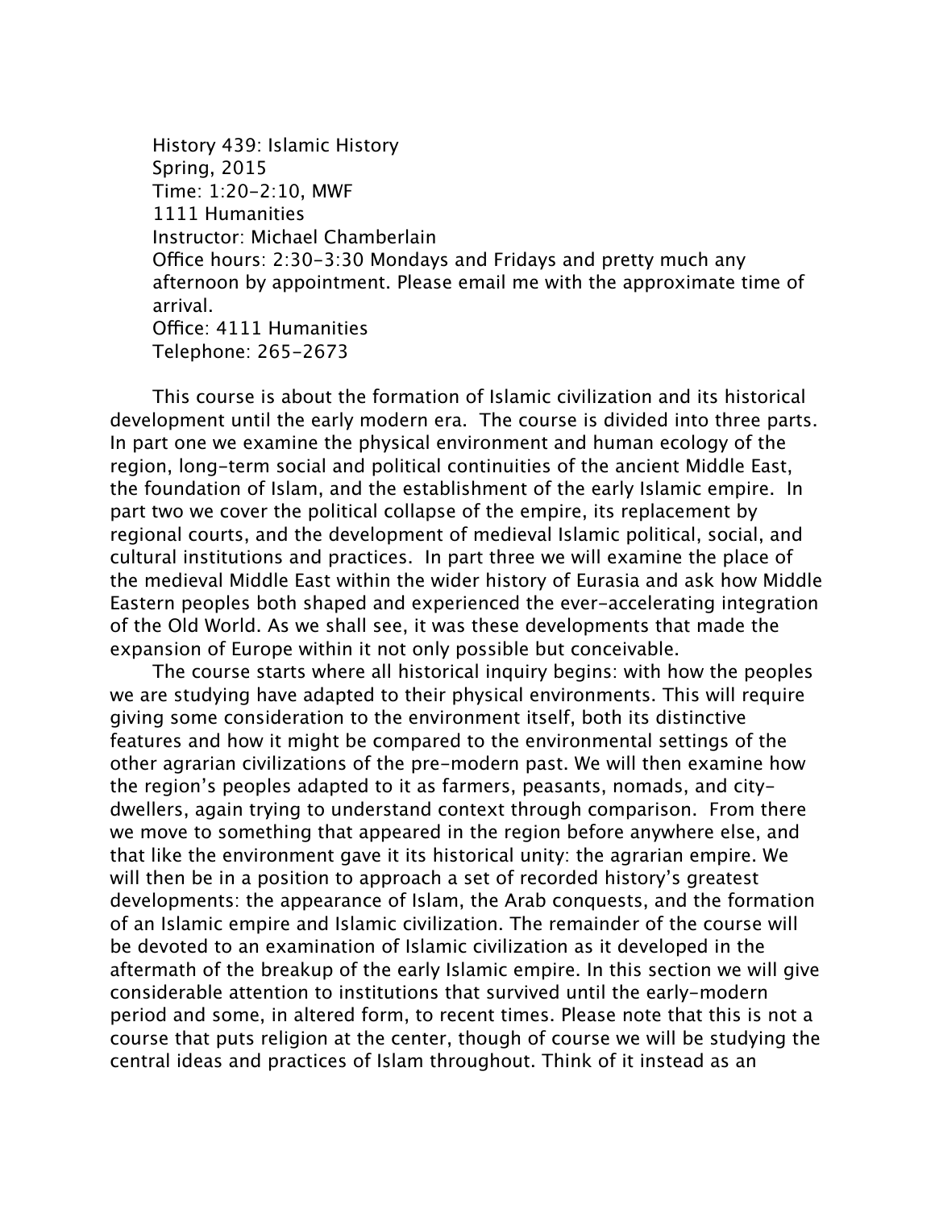History 439: Islamic History
Spring, 2015
Time: 1:20-2:10, MWF
1111 Humanities
Instructor: Michael Chamberlain
Office hours: 2:30-3:30 Mondays and Fridays and pretty much any afternoon by appointment. Please email me with the approximate time of arrival.
Office: 4111 Humanities
Telephone: 265-2673

This course is about the formation of Islamic civilization and its historical development until the early modern era. The course is divided into three parts. In part one we examine the physical environment and human ecology of the region, long-term social and political continuities of the ancient Middle East, the foundation of Islam, and the establishment of the early Islamic empire. In part two we cover the political collapse of the empire, its replacement by regional courts, and the development of medieval Islamic political, social, and cultural institutions and practices. In part three we will examine the place of the medieval Middle East within the wider history of Eurasia and ask how Middle Eastern peoples both shaped and experienced the ever-accelerating integration of the Old World. As we shall see, it was these developments that made the expansion of Europe within it not only possible but conceivable.

The course starts where all historical inquiry begins: with how the peoples we are studying have adapted to their physical environments. This will require giving some consideration to the environment itself, both its distinctive features and how it might be compared to the environmental settings of the other agrarian civilizations of the pre-modern past. We will then examine how the region's peoples adapted to it as farmers, peasants, nomads, and city-dwellers, again trying to understand context through comparison. From there we move to something that appeared in the region before anywhere else, and that like the environment gave it its historical unity: the agrarian empire. We will then be in a position to approach a set of recorded history's greatest developments: the appearance of Islam, the Arab conquests, and the formation of an Islamic empire and Islamic civilization. The remainder of the course will be devoted to an examination of Islamic civilization as it developed in the aftermath of the breakup of the early Islamic empire. In this section we will give considerable attention to institutions that survived until the early-modern period and some, in altered form, to recent times. Please note that this is not a course that puts religion at the center, though of course we will be studying the central ideas and practices of Islam throughout. Think of it instead as an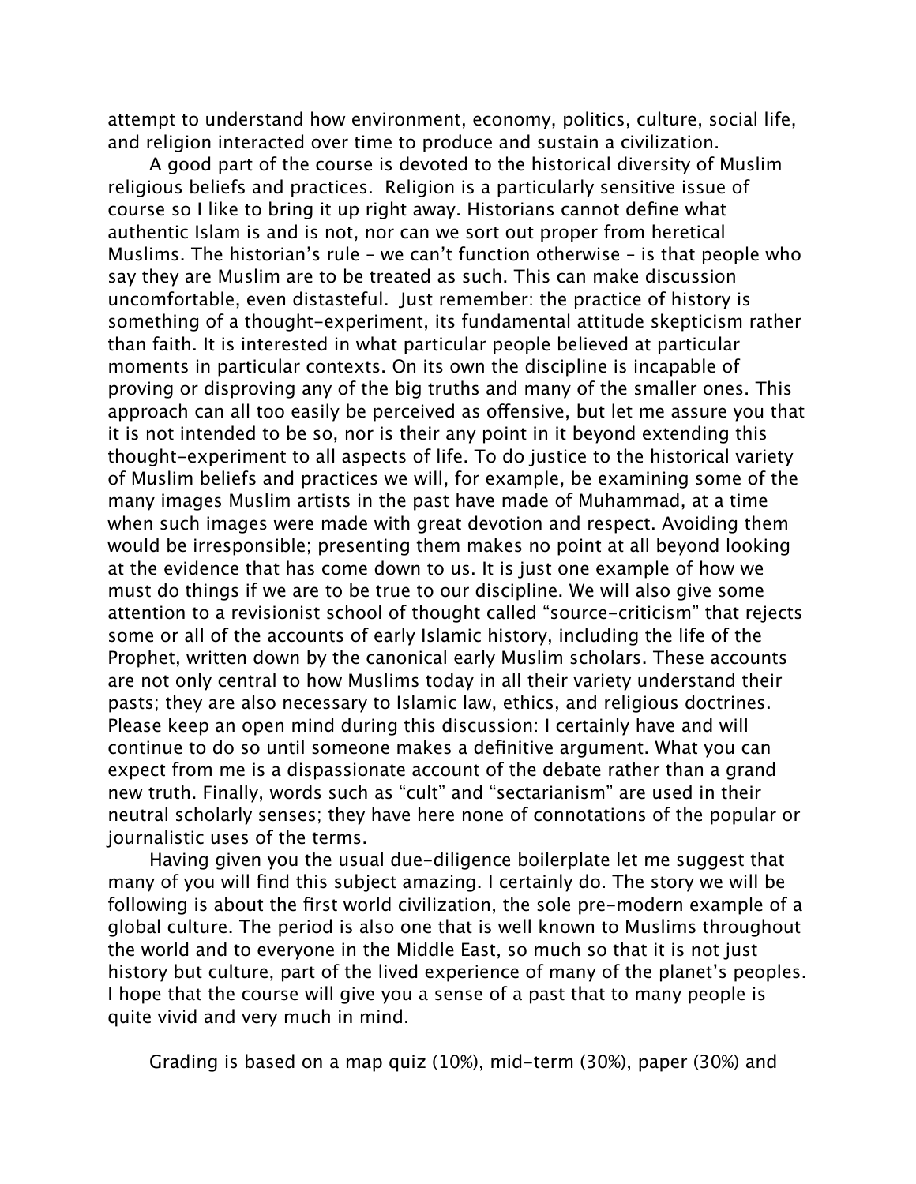attempt to understand how environment, economy, politics, culture, social life, and religion interacted over time to produce and sustain a civilization.

A good part of the course is devoted to the historical diversity of Muslim religious beliefs and practices. Religion is a particularly sensitive issue of course so I like to bring it up right away. Historians cannot define what authentic Islam is and is not, nor can we sort out proper from heretical Muslims. The historian's rule – we can't function otherwise – is that people who say they are Muslim are to be treated as such. This can make discussion uncomfortable, even distasteful. Just remember: the practice of history is something of a thought-experiment, its fundamental attitude skepticism rather than faith. It is interested in what particular people believed at particular moments in particular contexts. On its own the discipline is incapable of proving or disproving any of the big truths and many of the smaller ones. This approach can all too easily be perceived as offensive, but let me assure you that it is not intended to be so, nor is their any point in it beyond extending this thought-experiment to all aspects of life. To do justice to the historical variety of Muslim beliefs and practices we will, for example, be examining some of the many images Muslim artists in the past have made of Muhammad, at a time when such images were made with great devotion and respect. Avoiding them would be irresponsible; presenting them makes no point at all beyond looking at the evidence that has come down to us. It is just one example of how we must do things if we are to be true to our discipline. We will also give some attention to a revisionist school of thought called "source-criticism" that rejects some or all of the accounts of early Islamic history, including the life of the Prophet, written down by the canonical early Muslim scholars. These accounts are not only central to how Muslims today in all their variety understand their pasts; they are also necessary to Islamic law, ethics, and religious doctrines. Please keep an open mind during this discussion: I certainly have and will continue to do so until someone makes a definitive argument. What you can expect from me is a dispassionate account of the debate rather than a grand new truth. Finally, words such as "cult" and "sectarianism" are used in their neutral scholarly senses; they have here none of connotations of the popular or journalistic uses of the terms.

Having given you the usual due-diligence boilerplate let me suggest that many of you will find this subject amazing. I certainly do. The story we will be following is about the first world civilization, the sole pre-modern example of a global culture. The period is also one that is well known to Muslims throughout the world and to everyone in the Middle East, so much so that it is not just history but culture, part of the lived experience of many of the planet's peoples. I hope that the course will give you a sense of a past that to many people is quite vivid and very much in mind.

Grading is based on a map quiz (10%), mid-term (30%), paper (30%) and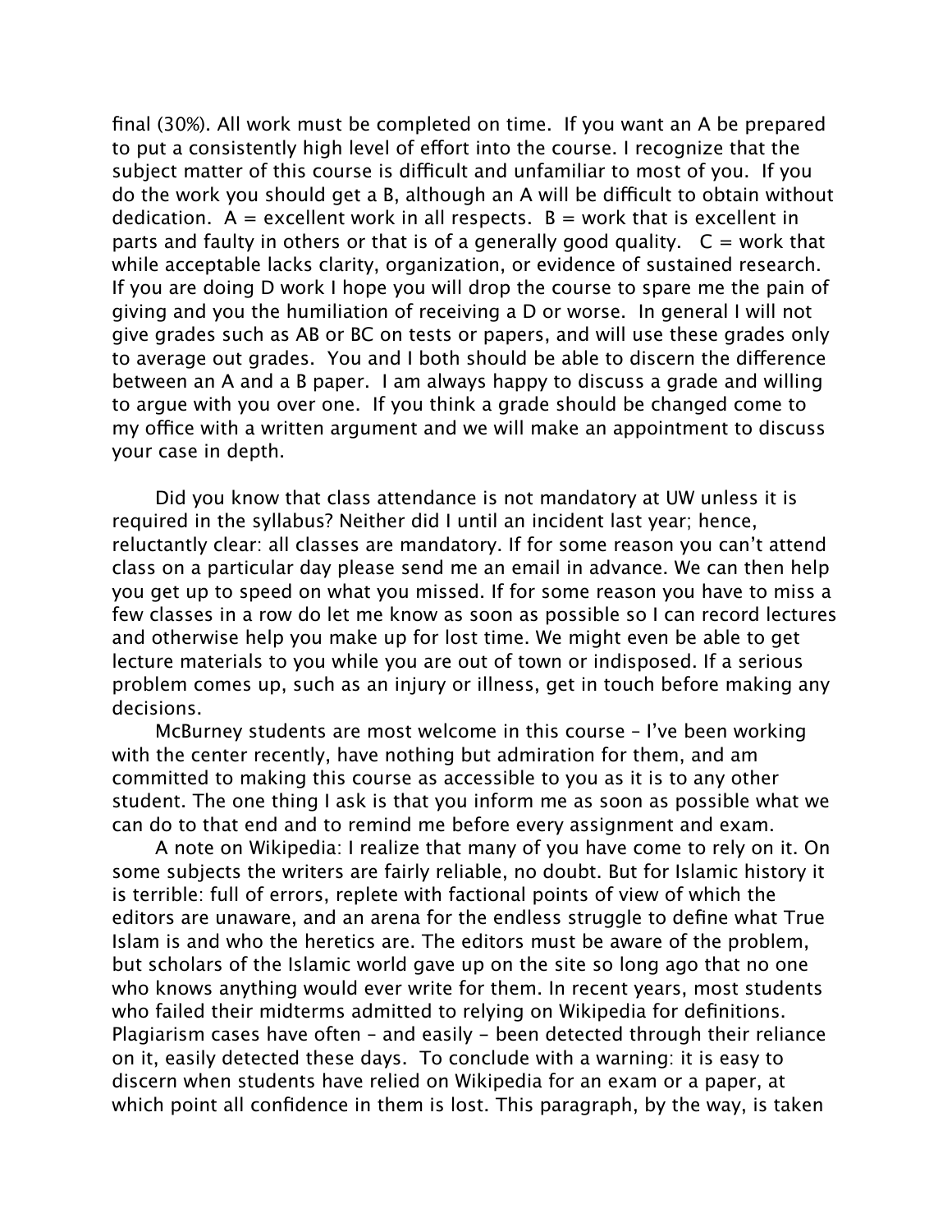final (30%). All work must be completed on time. If you want an A be prepared to put a consistently high level of effort into the course. I recognize that the subject matter of this course is difficult and unfamiliar to most of you. If you do the work you should get a B, although an A will be difficult to obtain without dedication. A = excellent work in all respects. B = work that is excellent in parts and faulty in others or that is of a generally good quality. C = work that while acceptable lacks clarity, organization, or evidence of sustained research. If you are doing D work I hope you will drop the course to spare me the pain of giving and you the humiliation of receiving a D or worse. In general I will not give grades such as AB or BC on tests or papers, and will use these grades only to average out grades. You and I both should be able to discern the difference between an A and a B paper. I am always happy to discuss a grade and willing to argue with you over one. If you think a grade should be changed come to my office with a written argument and we will make an appointment to discuss your case in depth.

Did you know that class attendance is not mandatory at UW unless it is required in the syllabus? Neither did I until an incident last year; hence, reluctantly clear: all classes are mandatory. If for some reason you can't attend class on a particular day please send me an email in advance. We can then help you get up to speed on what you missed. If for some reason you have to miss a few classes in a row do let me know as soon as possible so I can record lectures and otherwise help you make up for lost time. We might even be able to get lecture materials to you while you are out of town or indisposed. If a serious problem comes up, such as an injury or illness, get in touch before making any decisions.

McBurney students are most welcome in this course – I've been working with the center recently, have nothing but admiration for them, and am committed to making this course as accessible to you as it is to any other student. The one thing I ask is that you inform me as soon as possible what we can do to that end and to remind me before every assignment and exam.

A note on Wikipedia: I realize that many of you have come to rely on it. On some subjects the writers are fairly reliable, no doubt. But for Islamic history it is terrible: full of errors, replete with factional points of view of which the editors are unaware, and an arena for the endless struggle to define what True Islam is and who the heretics are. The editors must be aware of the problem, but scholars of the Islamic world gave up on the site so long ago that no one who knows anything would ever write for them. In recent years, most students who failed their midterms admitted to relying on Wikipedia for definitions. Plagiarism cases have often – and easily – been detected through their reliance on it, easily detected these days. To conclude with a warning: it is easy to discern when students have relied on Wikipedia for an exam or a paper, at which point all confidence in them is lost. This paragraph, by the way, is taken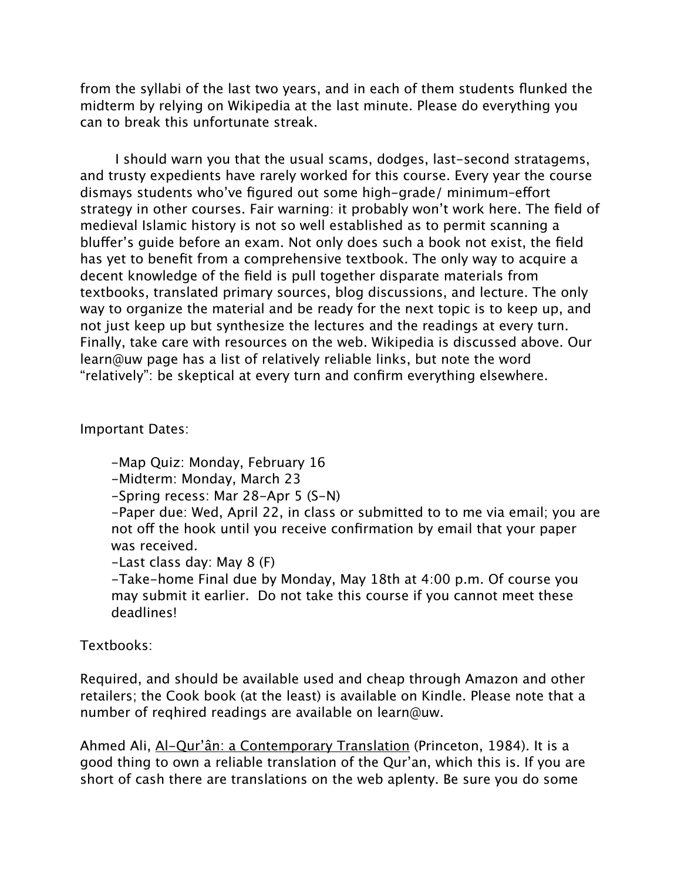from the syllabi of the last two years, and in each of them students flunked the midterm by relying on Wikipedia at the last minute. Please do everything you can to break this unfortunate streak.

I should warn you that the usual scams, dodges, last-second stratagems, and trusty expedients have rarely worked for this course. Every year the course dismays students who've figured out some high-grade/ minimum-effort strategy in other courses. Fair warning: it probably won't work here. The field of medieval Islamic history is not so well established as to permit scanning a bluffer's guide before an exam. Not only does such a book not exist, the field has yet to benefit from a comprehensive textbook. The only way to acquire a decent knowledge of the field is pull together disparate materials from textbooks, translated primary sources, blog discussions, and lecture. The only way to organize the material and be ready for the next topic is to keep up, and not just keep up but synthesize the lectures and the readings at every turn. Finally, take care with resources on the web. Wikipedia is discussed above. Our learn@uw page has a list of relatively reliable links, but note the word "relatively": be skeptical at every turn and confirm everything elsewhere.

Important Dates:

- -Map Quiz: Monday, February 16
- -Midterm: Monday, March 23
- -Spring recess: Mar 28-Apr 5 (S-N)
- -Paper due: Wed, April 22, in class or submitted to to me via email; you are not off the hook until you receive confirmation by email that your paper was received.
- -Last class day: May 8 (F)
- -Take-home Final due by Monday, May 18th at 4:00 p.m. Of course you may submit it earlier. Do not take this course if you cannot meet these deadlines!

Textbooks:

Required, and should be available used and cheap through Amazon and other retailers; the Cook book (at the least) is available on Kindle. Please note that a number of reqhired readings are available on learn@uw.

Ahmed Ali, <u>Al-Qur'ân: a Contemporary Translation</u> (Princeton, 1984). It is a good thing to own a reliable translation of the Qur'an, which this is. If you are short of cash there are translations on the web aplenty. Be sure you do some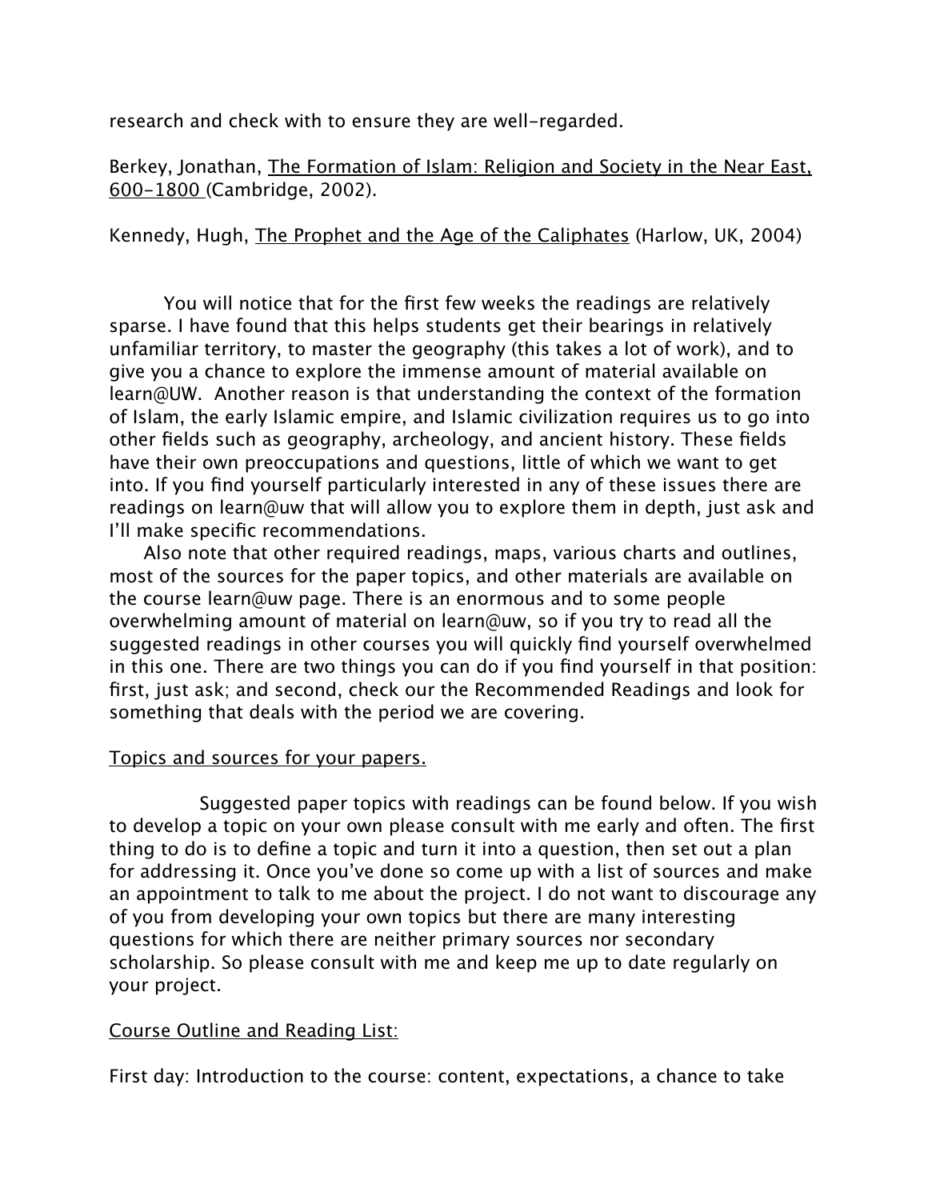research and check with to ensure they are well-regarded.

Berkey, Jonathan, The Formation of Islam: Religion and Society in the Near East, 600-1800 (Cambridge, 2002).

Kennedy, Hugh, The Prophet and the Age of the Caliphates (Harlow, UK, 2004)

You will notice that for the first few weeks the readings are relatively sparse. I have found that this helps students get their bearings in relatively unfamiliar territory, to master the geography (this takes a lot of work), and to give you a chance to explore the immense amount of material available on learn@UW. Another reason is that understanding the context of the formation of Islam, the early Islamic empire, and Islamic civilization requires us to go into other fields such as geography, archeology, and ancient history. These fields have their own preoccupations and questions, little of which we want to get into. If you find yourself particularly interested in any of these issues there are readings on learn@uw that will allow you to explore them in depth, just ask and I'll make specific recommendations.

Also note that other required readings, maps, various charts and outlines, most of the sources for the paper topics, and other materials are available on the course learn@uw page. There is an enormous and to some people overwhelming amount of material on learn@uw, so if you try to read all the suggested readings in other courses you will quickly find yourself overwhelmed in this one. There are two things you can do if you find yourself in that position: first, just ask; and second, check our the Recommended Readings and look for something that deals with the period we are covering.

## Topics and sources for your papers.

Suggested paper topics with readings can be found below. If you wish to develop a topic on your own please consult with me early and often. The first thing to do is to define a topic and turn it into a question, then set out a plan for addressing it. Once you've done so come up with a list of sources and make an appointment to talk to me about the project. I do not want to discourage any of you from developing your own topics but there are many interesting questions for which there are neither primary sources nor secondary scholarship. So please consult with me and keep me up to date regularly on your project.

## Course Outline and Reading List:

First day: Introduction to the course: content, expectations, a chance to take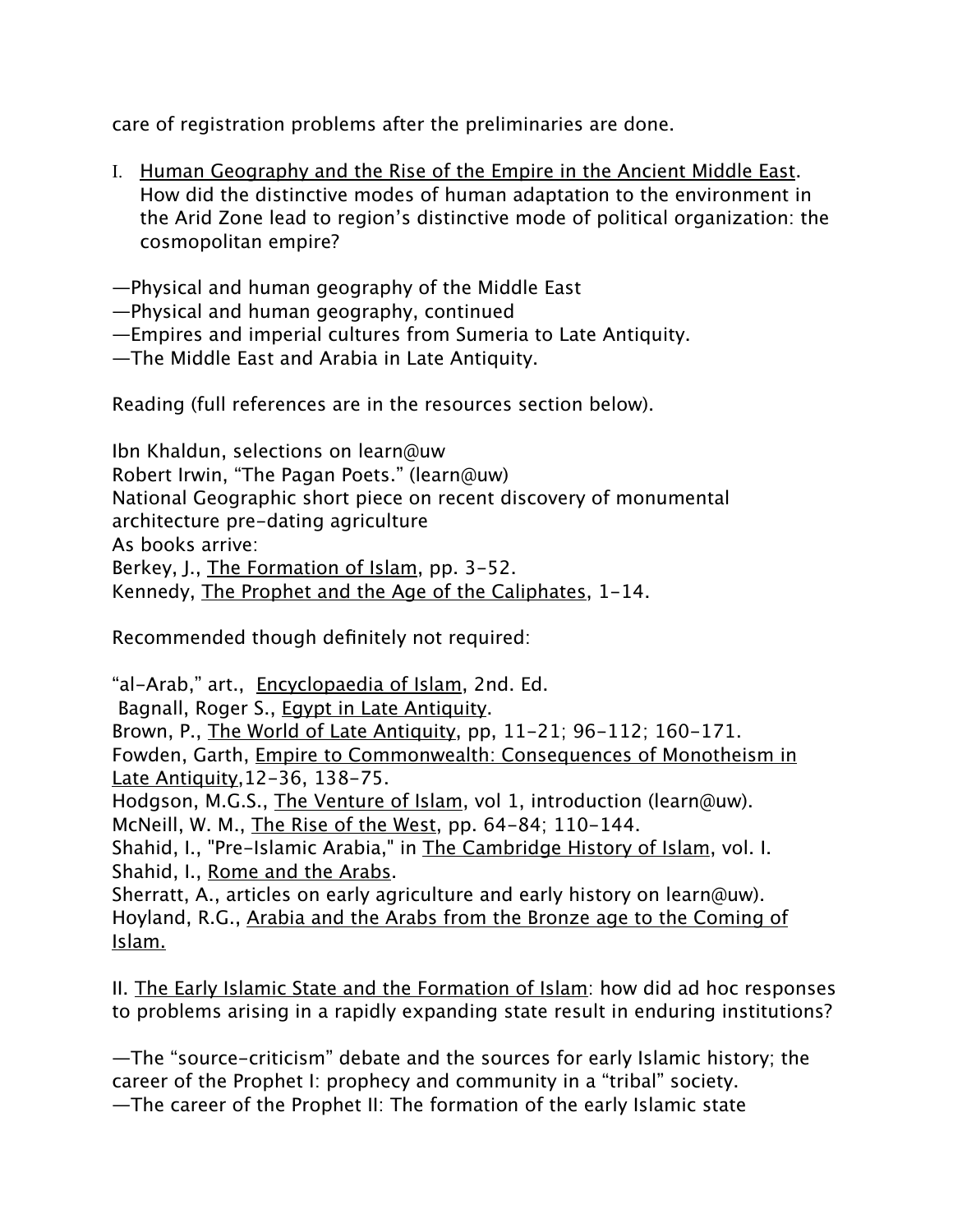care of registration problems after the preliminaries are done.

I. <u>Human Geography and the Rise of the Empire in the Ancient Middle East</u>. How did the distinctive modes of human adaptation to the environment in the Arid Zone lead to region's distinctive mode of political organization: the cosmopolitan empire?

—Physical and human geography of the Middle East
—Physical and human geography, continued
—Empires and imperial cultures from Sumeria to Late Antiquity.
—The Middle East and Arabia in Late Antiquity.

Reading (full references are in the resources section below).

Ibn Khaldun, selections on learn@uw
Robert Irwin, "The Pagan Poets." (learn@uw)
National Geographic short piece on recent discovery of monumental architecture pre-dating agriculture
As books arrive:
Berkey, J., <u>The Formation of Islam</u>, pp. 3-52.
Kennedy, <u>The Prophet and the Age of the Caliphates</u>, 1-14.

Recommended though definitely not required:

"al-Arab," art., <u>Encyclopaedia of Islam</u>, 2nd. Ed.
Bagnall, Roger S., <u>Egypt in Late Antiquity</u>.
Brown, P., <u>The World of Late Antiquity</u>, pp, 11-21; 96-112; 160-171.
Fowden, Garth, <u>Empire to Commonwealth: Consequences of Monotheism in Late Antiquity</u>,12-36, 138-75.
Hodgson, M.G.S., <u>The Venture of Islam</u>, vol 1, introduction (learn@uw).
McNeill, W. M., <u>The Rise of the West</u>, pp. 64-84; 110-144.
Shahid, I., "Pre-Islamic Arabia," in <u>The Cambridge History of Islam</u>, vol. I.
Shahid, I., <u>Rome and the Arabs</u>.
Sherratt, A., articles on early agriculture and early history on learn@uw).
Hoyland, R.G., <u>Arabia and the Arabs from the Bronze age to the Coming of Islam.</u>

II. <u>The Early Islamic State and the Formation of Islam</u>: how did ad hoc responses to problems arising in a rapidly expanding state result in enduring institutions?

—The "source-criticism" debate and the sources for early Islamic history; the career of the Prophet I: prophecy and community in a "tribal" society.
—The career of the Prophet II: The formation of the early Islamic state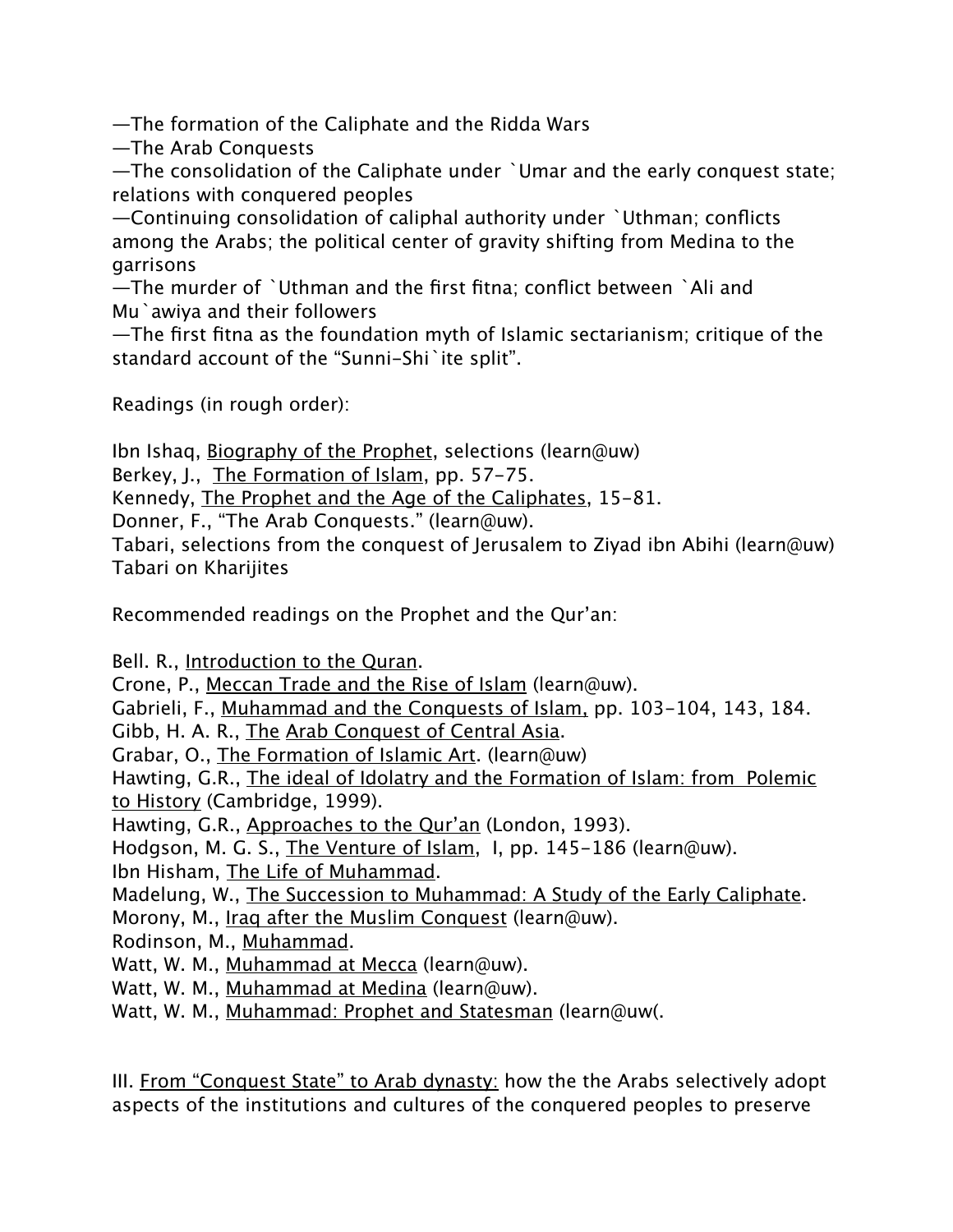—The formation of the Caliphate and the Ridda Wars
—The Arab Conquests
—The consolidation of the Caliphate under `Umar and the early conquest state; relations with conquered peoples
—Continuing consolidation of caliphal authority under `Uthman; conflicts among the Arabs; the political center of gravity shifting from Medina to the garrisons
—The murder of `Uthman and the first fitna; conflict between `Ali and Mu`awiya and their followers
—The first fitna as the foundation myth of Islamic sectarianism; critique of the standard account of the "Sunni-Shi`ite split".

Readings (in rough order):

Ibn Ishaq, <u>Biography of the Prophet</u>, selections (learn@uw)
Berkey, J., <u>The Formation of Islam</u>, pp. 57-75.
Kennedy, <u>The Prophet and the Age of the Caliphates</u>, 15-81.
Donner, F., "The Arab Conquests." (learn@uw).
Tabari, selections from the conquest of Jerusalem to Ziyad ibn Abihi (learn@uw)
Tabari on Kharijites

Recommended readings on the Prophet and the Qur'an:

Bell. R., <u>Introduction to the Quran</u>.
Crone, P., <u>Meccan Trade and the Rise of Islam</u> (learn@uw).
Gabrieli, F., <u>Muhammad and the Conquests of Islam,</u> pp. 103-104, 143, 184.
Gibb, H. A. R., <u>The Arab Conquest of Central Asia</u>.
Grabar, O., <u>The Formation of Islamic Art</u>. (learn@uw)
Hawting, G.R., <u>The ideal of Idolatry and the Formation of Islam: from Polemic to History</u> (Cambridge, 1999).
Hawting, G.R., <u>Approaches to the Qur'an</u> (London, 1993).
Hodgson, M. G. S., <u>The Venture of Islam</u>, I, pp. 145-186 (learn@uw).
Ibn Hisham, <u>The Life of Muhammad</u>.
Madelung, W., <u>The Succession to Muhammad: A Study of the Early Caliphate</u>.
Morony, M., <u>Iraq after the Muslim Conquest</u> (learn@uw).
Rodinson, M., <u>Muhammad</u>.
Watt, W. M., <u>Muhammad at Mecca</u> (learn@uw).
Watt, W. M., <u>Muhammad at Medina</u> (learn@uw).
Watt, W. M., <u>Muhammad: Prophet and Statesman</u> (learn@uw(.

III. <u>From "Conquest State" to Arab dynasty:</u> how the the Arabs selectively adopt aspects of the institutions and cultures of the conquered peoples to preserve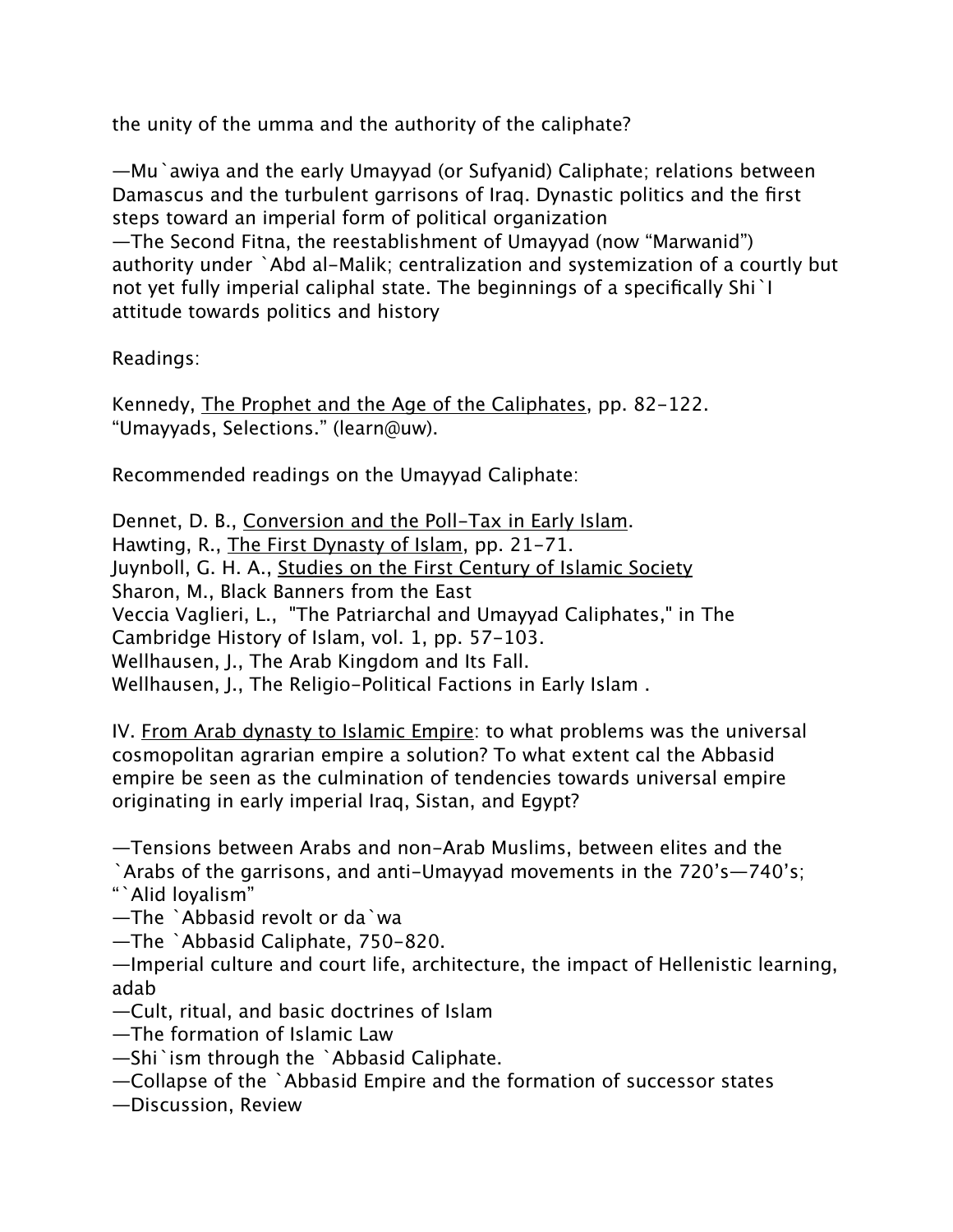the unity of the umma and the authority of the caliphate?

—Mu`awiya and the early Umayyad (or Sufyanid) Caliphate; relations between Damascus and the turbulent garrisons of Iraq. Dynastic politics and the first steps toward an imperial form of political organization
—The Second Fitna, the reestablishment of Umayyad (now "Marwanid") authority under `Abd al-Malik; centralization and systemization of a courtly but not yet fully imperial caliphal state. The beginnings of a specifically Shi`I attitude towards politics and history

Readings:

Kennedy, <u>The Prophet and the Age of the Caliphates</u>, pp. 82-122.
"Umayyads, Selections." (learn@uw).

Recommended readings on the Umayyad Caliphate:

Dennet, D. B., <u>Conversion and the Poll-Tax in Early Islam</u>.
Hawting, R., <u>The First Dynasty of Islam</u>, pp. 21-71.
Juynboll, G. H. A., <u>Studies on the First Century of Islamic Society</u>
Sharon, M., Black Banners from the East
Veccia Vaglieri, L., "The Patriarchal and Umayyad Caliphates," in The Cambridge History of Islam, vol. 1, pp. 57-103.
Wellhausen, J., The Arab Kingdom and Its Fall.
Wellhausen, J., The Religio-Political Factions in Early Islam .

IV. <u>From Arab dynasty to Islamic Empire</u>: to what problems was the universal cosmopolitan agrarian empire a solution? To what extent cal the Abbasid empire be seen as the culmination of tendencies towards universal empire originating in early imperial Iraq, Sistan, and Egypt?

—Tensions between Arabs and non-Arab Muslims, between elites and the `Arabs of the garrisons, and anti-Umayyad movements in the 720's—740's; "`Alid loyalism"
—The `Abbasid revolt or da`wa
—The `Abbasid Caliphate, 750-820.
—Imperial culture and court life, architecture, the impact of Hellenistic learning, adab
—Cult, ritual, and basic doctrines of Islam
—The formation of Islamic Law
—Shi`ism through the `Abbasid Caliphate.
—Collapse of the `Abbasid Empire and the formation of successor states
—Discussion, Review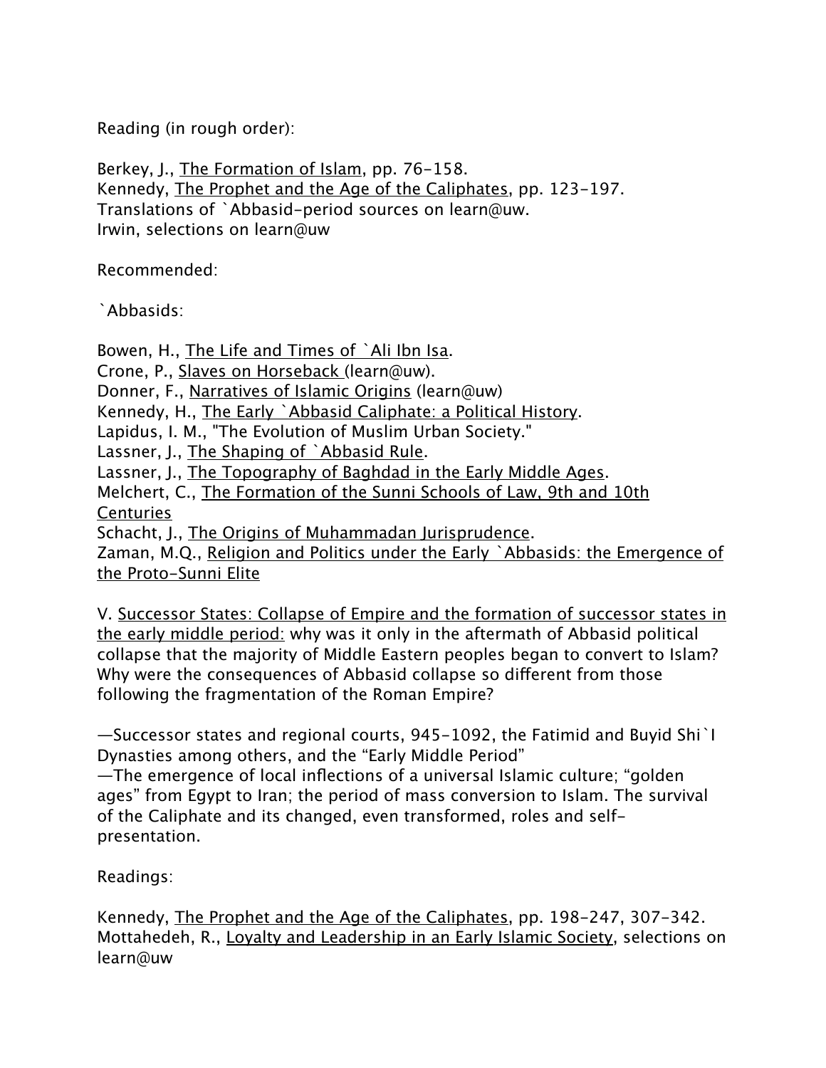Reading (in rough order):

Berkey, J., The Formation of Islam, pp. 76-158.
Kennedy, The Prophet and the Age of the Caliphates, pp. 123-197.
Translations of `Abbasid-period sources on learn@uw.
Irwin, selections on learn@uw

Recommended:

`Abbasids:

Bowen, H., The Life and Times of `Ali Ibn Isa.
Crone, P., Slaves on Horseback (learn@uw).
Donner, F., Narratives of Islamic Origins (learn@uw)
Kennedy, H., The Early `Abbasid Caliphate: a Political History.
Lapidus, I. M., "The Evolution of Muslim Urban Society."
Lassner, J., The Shaping of `Abbasid Rule.
Lassner, J., The Topography of Baghdad in the Early Middle Ages.
Melchert, C., The Formation of the Sunni Schools of Law, 9th and 10th Centuries
Schacht, J., The Origins of Muhammadan Jurisprudence.
Zaman, M.Q., Religion and Politics under the Early `Abbasids: the Emergence of the Proto-Sunni Elite

V. Successor States: Collapse of Empire and the formation of successor states in the early middle period: why was it only in the aftermath of Abbasid political collapse that the majority of Middle Eastern peoples began to convert to Islam? Why were the consequences of Abbasid collapse so different from those following the fragmentation of the Roman Empire?

—Successor states and regional courts, 945-1092, the Fatimid and Buyid Shi`I Dynasties among others, and the "Early Middle Period"
—The emergence of local inflections of a universal Islamic culture; "golden ages" from Egypt to Iran; the period of mass conversion to Islam. The survival of the Caliphate and its changed, even transformed, roles and self-presentation.

Readings:

Kennedy, The Prophet and the Age of the Caliphates, pp. 198-247, 307-342.
Mottahedeh, R., Loyalty and Leadership in an Early Islamic Society, selections on learn@uw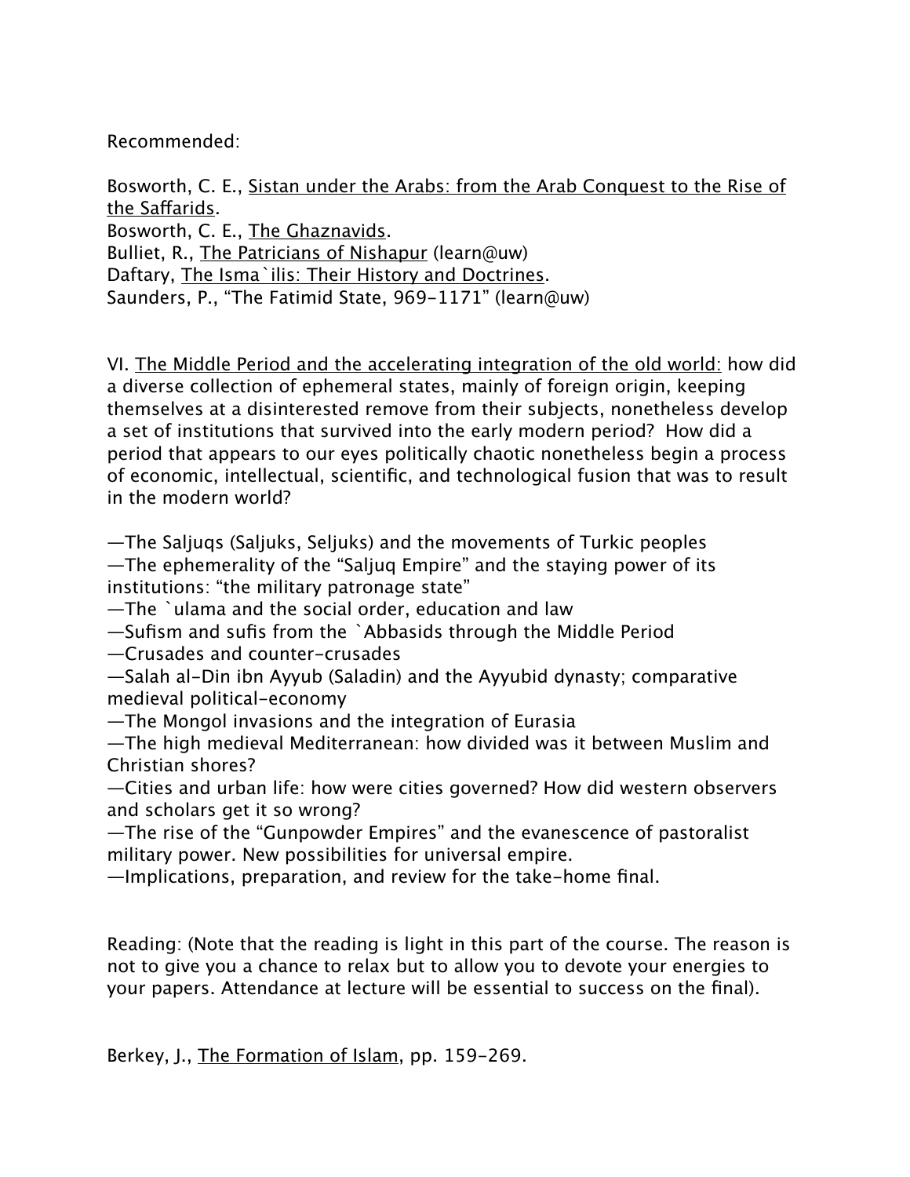Recommended:

Bosworth, C. E., <u>Sistan under the Arabs: from the Arab Conquest to the Rise of the Saffarids</u>.
Bosworth, C. E., <u>The Ghaznavids</u>.
Bulliet, R., <u>The Patricians of Nishapur</u> (learn@uw)
Daftary, <u>The Isma`ilis: Their History and Doctrines</u>.
Saunders, P., “The Fatimid State, 969-1171” (learn@uw)

VI. <u>The Middle Period and the accelerating integration of the old world:</u> how did a diverse collection of ephemeral states, mainly of foreign origin, keeping themselves at a disinterested remove from their subjects, nonetheless develop a set of institutions that survived into the early modern period? How did a period that appears to our eyes politically chaotic nonetheless begin a process of economic, intellectual, scientific, and technological fusion that was to result in the modern world?

—The Saljuqs (Saljuks, Seljuks) and the movements of Turkic peoples
—The ephemerality of the “Saljuq Empire” and the staying power of its institutions: “the military patronage state”
—The `ulama and the social order, education and law
—Sufism and sufis from the `Abbasids through the Middle Period
—Crusades and counter-crusades
—Salah al-Din ibn Ayyub (Saladin) and the Ayyubid dynasty; comparative medieval political-economy
—The Mongol invasions and the integration of Eurasia
—The high medieval Mediterranean: how divided was it between Muslim and Christian shores?
—Cities and urban life: how were cities governed? How did western observers and scholars get it so wrong?
—The rise of the “Gunpowder Empires” and the evanescence of pastoralist military power. New possibilities for universal empire.
—Implications, preparation, and review for the take-home final.

Reading: (Note that the reading is light in this part of the course. The reason is not to give you a chance to relax but to allow you to devote your energies to your papers. Attendance at lecture will be essential to success on the final).

Berkey, J., <u>The Formation of Islam</u>, pp. 159-269.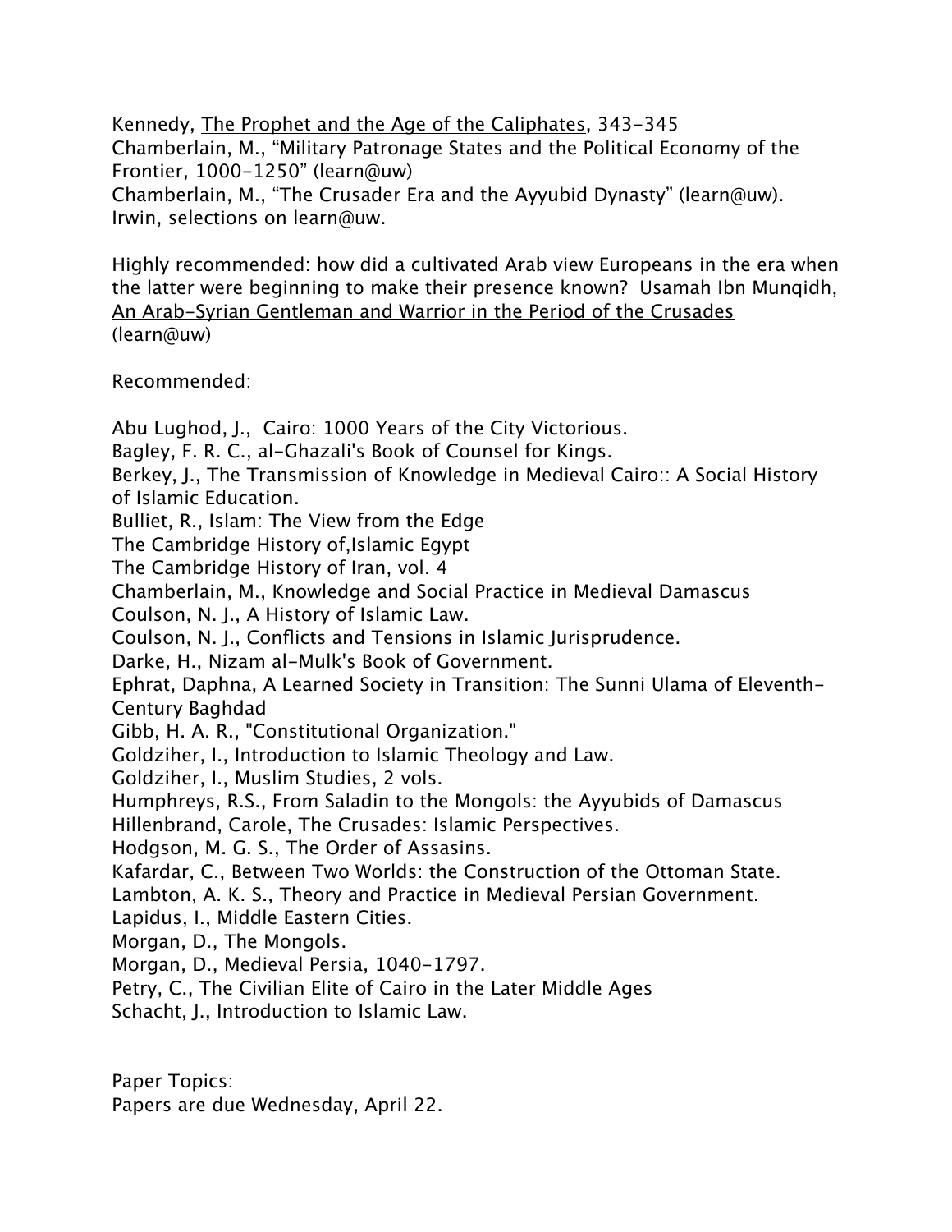Kennedy, <u>The Prophet and the Age of the Caliphates</u>, 343-345
Chamberlain, M., “Military Patronage States and the Political Economy of the Frontier, 1000-1250” (learn@uw)
Chamberlain, M., “The Crusader Era and the Ayyubid Dynasty” (learn@uw).
Irwin, selections on learn@uw.

Highly recommended: how did a cultivated Arab view Europeans in the era when the latter were beginning to make their presence known? Usamah Ibn Munqidh, <u>An Arab-Syrian Gentleman and Warrior in the Period of the Crusades</u> (learn@uw)

Recommended:

Abu Lughod, J., Cairo: 1000 Years of the City Victorious.
Bagley, F. R. C., al-Ghazali's Book of Counsel for Kings.
Berkey, J., The Transmission of Knowledge in Medieval Cairo:: A Social History of Islamic Education.
Bulliet, R., Islam: The View from the Edge
The Cambridge History of,Islamic Egypt
The Cambridge History of Iran, vol. 4
Chamberlain, M., Knowledge and Social Practice in Medieval Damascus
Coulson, N. J., A History of Islamic Law.
Coulson, N. J., Conflicts and Tensions in Islamic Jurisprudence.
Darke, H., Nizam al-Mulk's Book of Government.
Ephrat, Daphna, A Learned Society in Transition: The Sunni Ulama of Eleventh-Century Baghdad
Gibb, H. A. R., "Constitutional Organization."
Goldziher, I., Introduction to Islamic Theology and Law.
Goldziher, I., Muslim Studies, 2 vols.
Humphreys, R.S., From Saladin to the Mongols: the Ayyubids of Damascus
Hillenbrand, Carole, The Crusades: Islamic Perspectives.
Hodgson, M. G. S., The Order of Assasins.
Kafardar, C., Between Two Worlds: the Construction of the Ottoman State.
Lambton, A. K. S., Theory and Practice in Medieval Persian Government.
Lapidus, I., Middle Eastern Cities.
Morgan, D., The Mongols.
Morgan, D., Medieval Persia, 1040-1797.
Petry, C., The Civilian Elite of Cairo in the Later Middle Ages
Schacht, J., Introduction to Islamic Law.

Paper Topics:
Papers are due Wednesday, April 22.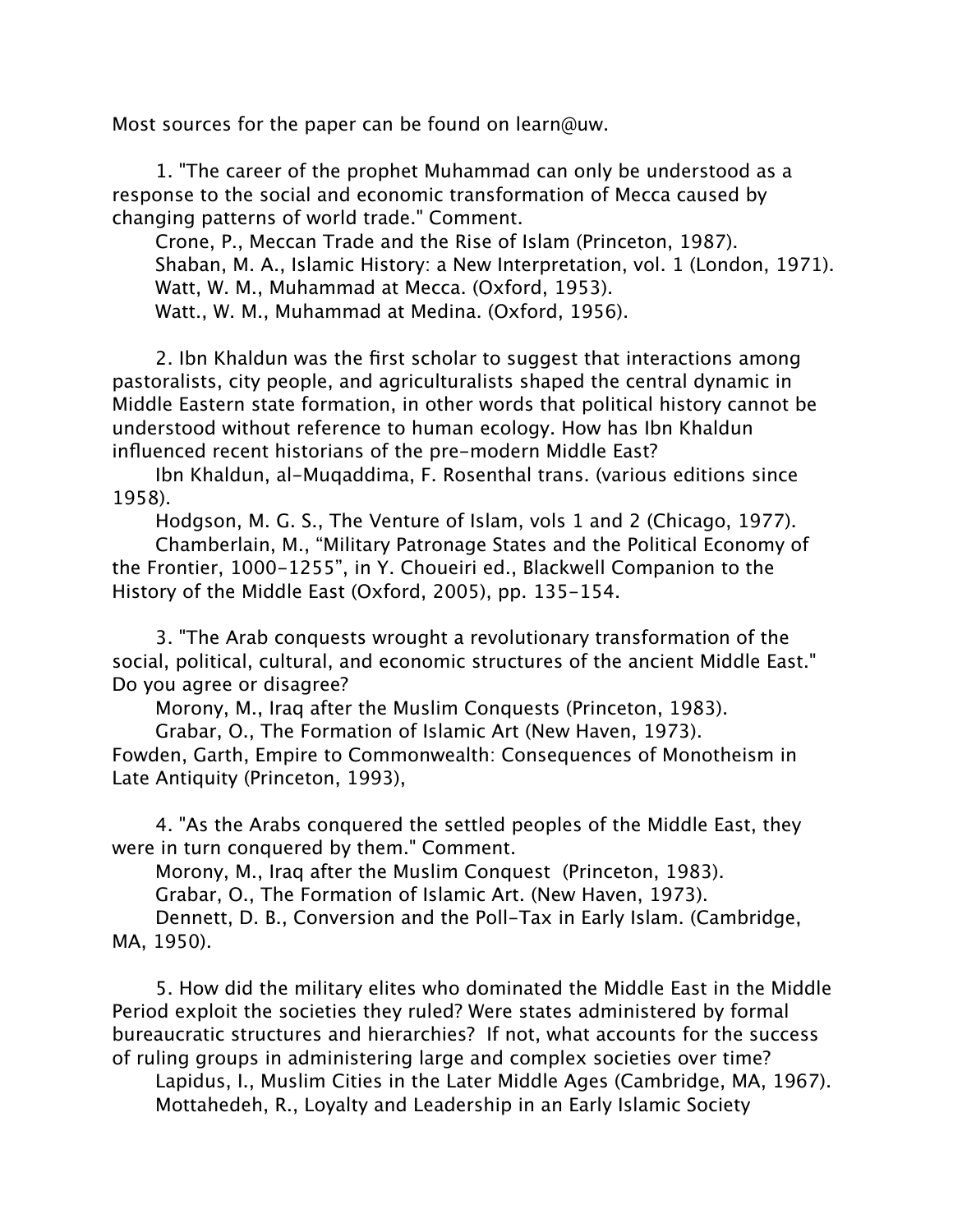Most sources for the paper can be found on learn@uw.

1. "The career of the prophet Muhammad can only be understood as a response to the social and economic transformation of Mecca caused by changing patterns of world trade." Comment.

Crone, P., Meccan Trade and the Rise of Islam (Princeton, 1987).
Shaban, M. A., Islamic History: a New Interpretation, vol. 1 (London, 1971).
Watt, W. M., Muhammad at Mecca. (Oxford, 1953).
Watt., W. M., Muhammad at Medina. (Oxford, 1956).

2. Ibn Khaldun was the first scholar to suggest that interactions among pastoralists, city people, and agriculturalists shaped the central dynamic in Middle Eastern state formation, in other words that political history cannot be understood without reference to human ecology. How has Ibn Khaldun influenced recent historians of the pre-modern Middle East?

Ibn Khaldun, al-Muqaddima, F. Rosenthal trans. (various editions since 1958).
Hodgson, M. G. S., The Venture of Islam, vols 1 and 2 (Chicago, 1977).
Chamberlain, M., "Military Patronage States and the Political Economy of the Frontier, 1000-1255", in Y. Choueiri ed., Blackwell Companion to the History of the Middle East (Oxford, 2005), pp. 135-154.

3. "The Arab conquests wrought a revolutionary transformation of the social, political, cultural, and economic structures of the ancient Middle East." Do you agree or disagree?

Morony, M., Iraq after the Muslim Conquests (Princeton, 1983).
Grabar, O., The Formation of Islamic Art (New Haven, 1973).
Fowden, Garth, Empire to Commonwealth: Consequences of Monotheism in Late Antiquity (Princeton, 1993),

4. "As the Arabs conquered the settled peoples of the Middle East, they were in turn conquered by them." Comment.

Morony, M., Iraq after the Muslim Conquest (Princeton, 1983).
Grabar, O., The Formation of Islamic Art. (New Haven, 1973).
Dennett, D. B., Conversion and the Poll-Tax in Early Islam. (Cambridge, MA, 1950).

5. How did the military elites who dominated the Middle East in the Middle Period exploit the societies they ruled? Were states administered by formal bureaucratic structures and hierarchies? If not, what accounts for the success of ruling groups in administering large and complex societies over time?

Lapidus, I., Muslim Cities in the Later Middle Ages (Cambridge, MA, 1967).
Mottahedeh, R., Loyalty and Leadership in an Early Islamic Society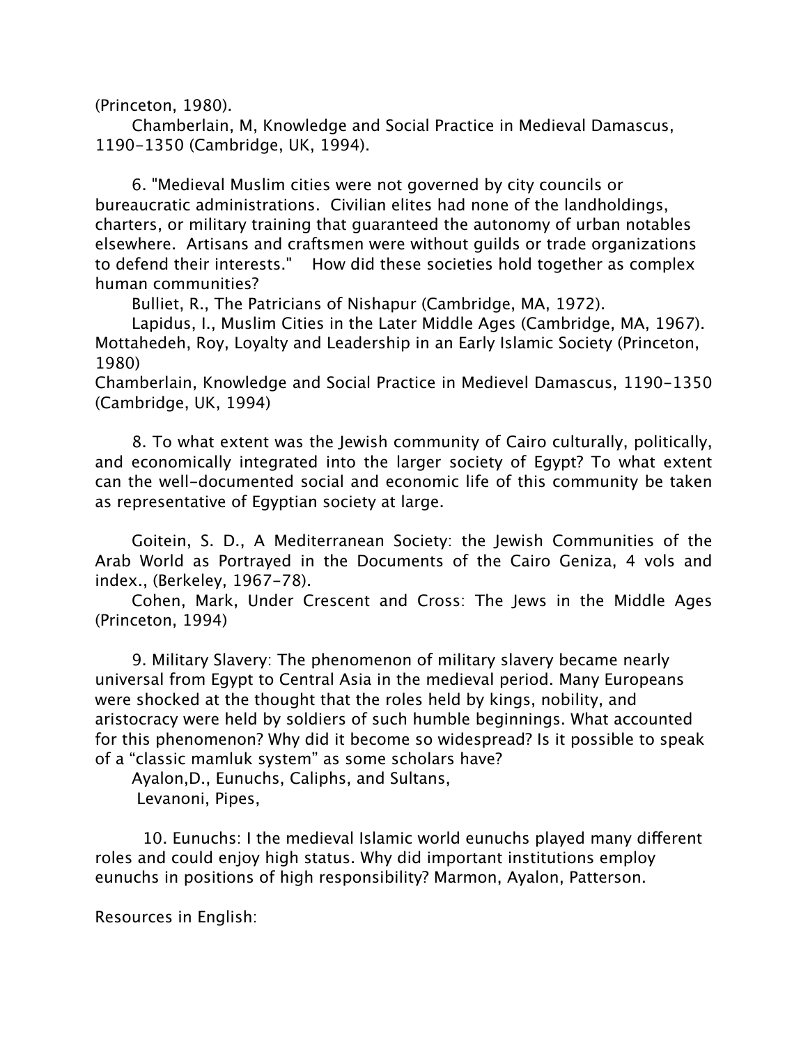(Princeton, 1980).

Chamberlain, M, Knowledge and Social Practice in Medieval Damascus, 1190-1350 (Cambridge, UK, 1994).

6. "Medieval Muslim cities were not governed by city councils or bureaucratic administrations. Civilian elites had none of the landholdings, charters, or military training that guaranteed the autonomy of urban notables elsewhere. Artisans and craftsmen were without guilds or trade organizations to defend their interests." How did these societies hold together as complex human communities?

Bulliet, R., The Patricians of Nishapur (Cambridge, MA, 1972).

Lapidus, I., Muslim Cities in the Later Middle Ages (Cambridge, MA, 1967).

Mottahedeh, Roy, Loyalty and Leadership in an Early Islamic Society (Princeton, 1980)

Chamberlain, Knowledge and Social Practice in Medievel Damascus, 1190-1350 (Cambridge, UK, 1994)

8. To what extent was the Jewish community of Cairo culturally, politically, and economically integrated into the larger society of Egypt? To what extent can the well-documented social and economic life of this community be taken as representative of Egyptian society at large.

Goitein, S. D., A Mediterranean Society: the Jewish Communities of the Arab World as Portrayed in the Documents of the Cairo Geniza, 4 vols and index., (Berkeley, 1967-78).

Cohen, Mark, Under Crescent and Cross: The Jews in the Middle Ages (Princeton, 1994)

9. Military Slavery: The phenomenon of military slavery became nearly universal from Egypt to Central Asia in the medieval period. Many Europeans were shocked at the thought that the roles held by kings, nobility, and aristocracy were held by soldiers of such humble beginnings. What accounted for this phenomenon? Why did it become so widespread? Is it possible to speak of a "classic mamluk system" as some scholars have?

Ayalon,D., Eunuchs, Caliphs, and Sultans,

Levanoni, Pipes,

10. Eunuchs: I the medieval Islamic world eunuchs played many different roles and could enjoy high status. Why did important institutions employ eunuchs in positions of high responsibility? Marmon, Ayalon, Patterson.

Resources in English: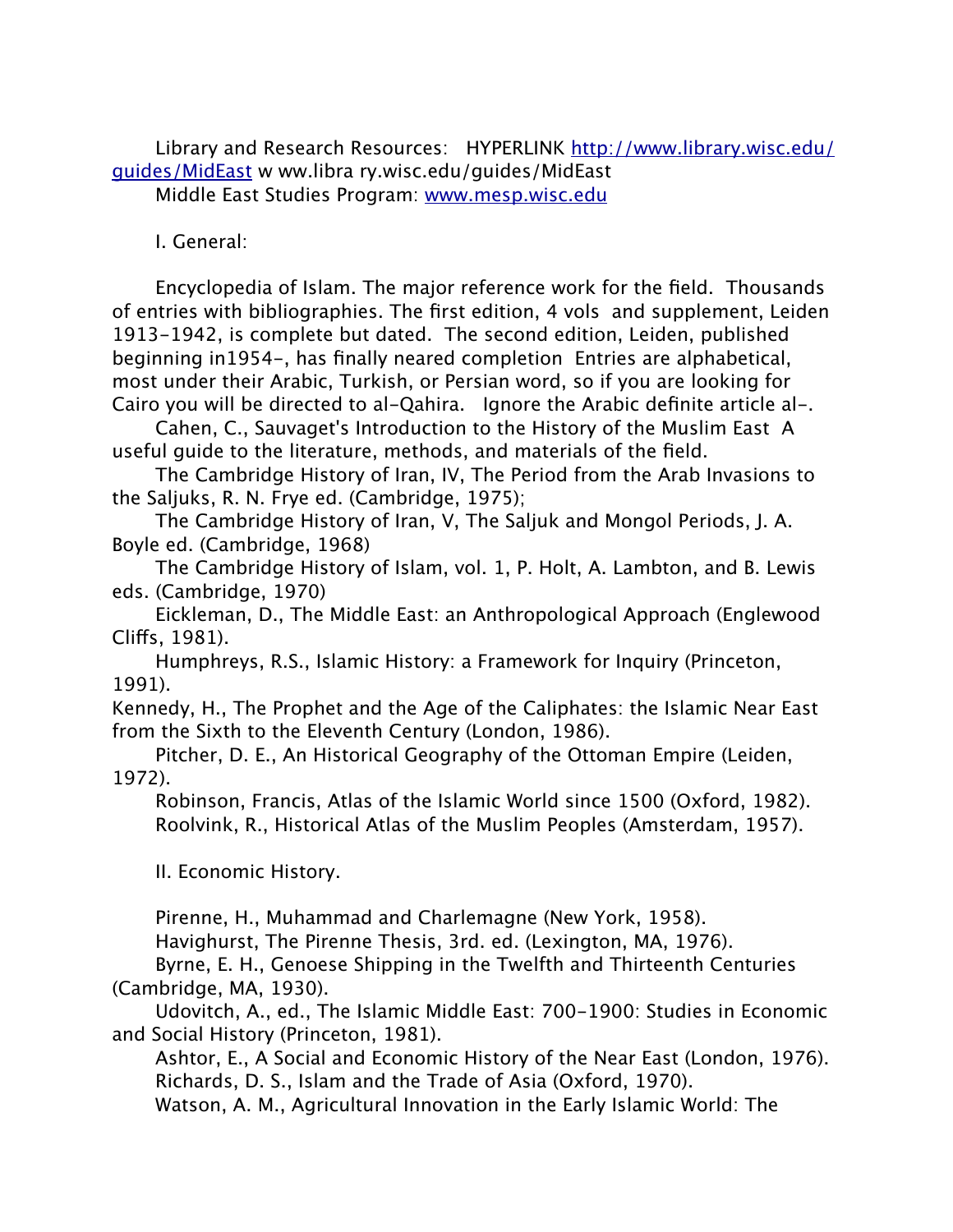Library and Research Resources: HYPERLINK http://www.library.wisc.edu/guides/MidEast w ww.libra ry.wisc.edu/guides/MidEast
Middle East Studies Program: www.mesp.wisc.edu

I. General:

Encyclopedia of Islam. The major reference work for the field. Thousands of entries with bibliographies. The first edition, 4 vols and supplement, Leiden 1913-1942, is complete but dated. The second edition, Leiden, published beginning in1954-, has finally neared completion Entries are alphabetical, most under their Arabic, Turkish, or Persian word, so if you are looking for Cairo you will be directed to al-Qahira. Ignore the Arabic definite article al-.

Cahen, C., Sauvaget's Introduction to the History of the Muslim East A useful guide to the literature, methods, and materials of the field.

The Cambridge History of Iran, IV, The Period from the Arab Invasions to the Saljuks, R. N. Frye ed. (Cambridge, 1975);

The Cambridge History of Iran, V, The Saljuk and Mongol Periods, J. A. Boyle ed. (Cambridge, 1968)

The Cambridge History of Islam, vol. 1, P. Holt, A. Lambton, and B. Lewis eds. (Cambridge, 1970)

Eickleman, D., The Middle East: an Anthropological Approach (Englewood Cliffs, 1981).

Humphreys, R.S., Islamic History: a Framework for Inquiry (Princeton, 1991).

Kennedy, H., The Prophet and the Age of the Caliphates: the Islamic Near East from the Sixth to the Eleventh Century (London, 1986).

Pitcher, D. E., An Historical Geography of the Ottoman Empire (Leiden, 1972).

Robinson, Francis, Atlas of the Islamic World since 1500 (Oxford, 1982).

Roolvink, R., Historical Atlas of the Muslim Peoples (Amsterdam, 1957).

II. Economic History.

Pirenne, H., Muhammad and Charlemagne (New York, 1958).

Havighurst, The Pirenne Thesis, 3rd. ed. (Lexington, MA, 1976).

Byrne, E. H., Genoese Shipping in the Twelfth and Thirteenth Centuries (Cambridge, MA, 1930).

Udovitch, A., ed., The Islamic Middle East: 700-1900: Studies in Economic and Social History (Princeton, 1981).

Ashtor, E., A Social and Economic History of the Near East (London, 1976).

Richards, D. S., Islam and the Trade of Asia (Oxford, 1970).

Watson, A. M., Agricultural Innovation in the Early Islamic World: The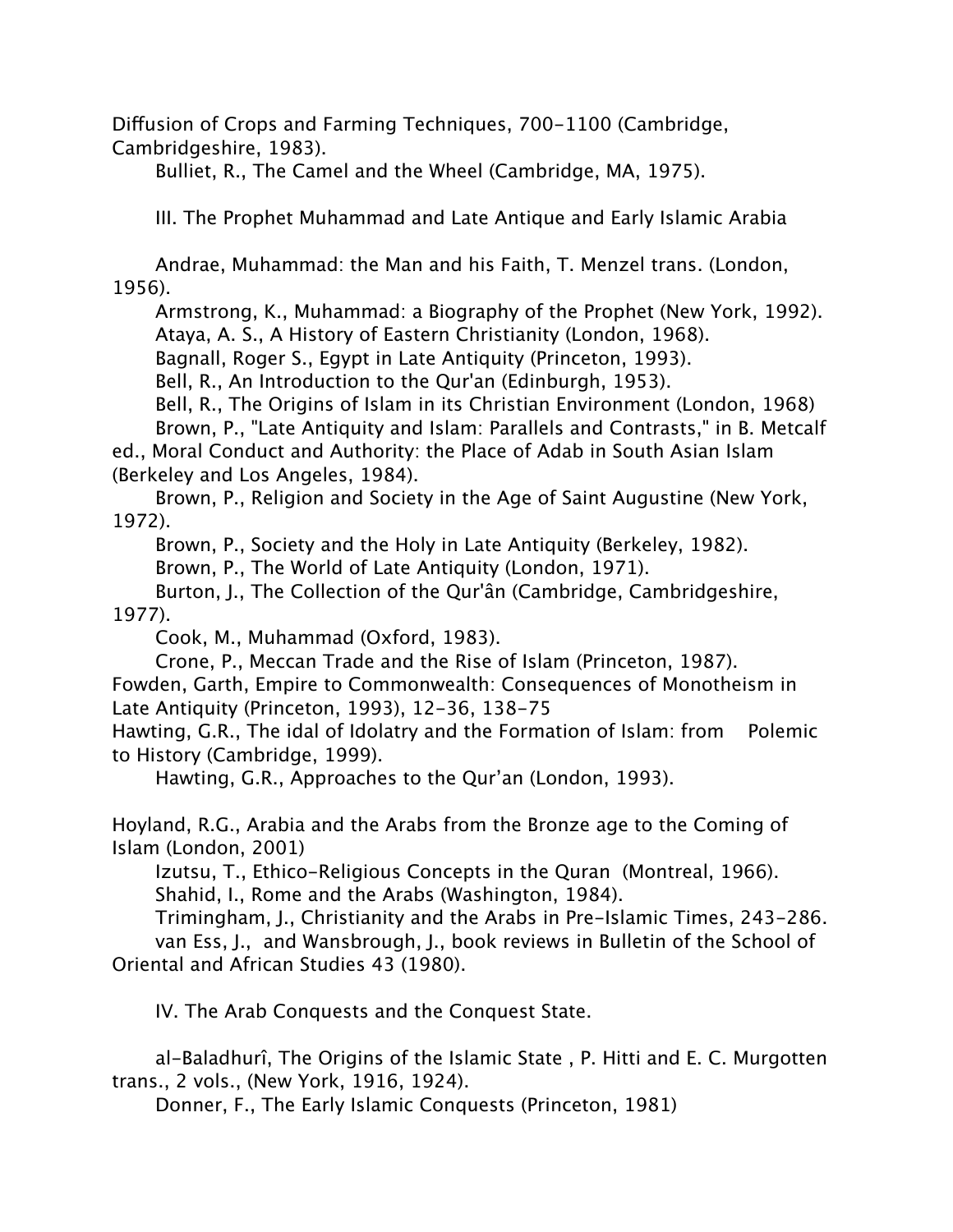Diffusion of Crops and Farming Techniques, 700-1100 (Cambridge, Cambridgeshire, 1983).

Bulliet, R., The Camel and the Wheel (Cambridge, MA, 1975).

## III. The Prophet Muhammad and Late Antique and Early Islamic Arabia

Andrae, Muhammad: the Man and his Faith, T. Menzel trans. (London, 1956).

Armstrong, K., Muhammad: a Biography of the Prophet (New York, 1992).

Ataya, A. S., A History of Eastern Christianity (London, 1968).

Bagnall, Roger S., Egypt in Late Antiquity (Princeton, 1993).

Bell, R., An Introduction to the Qur'an (Edinburgh, 1953).

Bell, R., The Origins of Islam in its Christian Environment (London, 1968)

Brown, P., "Late Antiquity and Islam: Parallels and Contrasts," in B. Metcalf ed., Moral Conduct and Authority: the Place of Adab in South Asian Islam (Berkeley and Los Angeles, 1984).

Brown, P., Religion and Society in the Age of Saint Augustine (New York, 1972).

Brown, P., Society and the Holy in Late Antiquity (Berkeley, 1982).

Brown, P., The World of Late Antiquity (London, 1971).

Burton, J., The Collection of the Qur'ân (Cambridge, Cambridgeshire, 1977).

Cook, M., Muhammad (Oxford, 1983).

Crone, P., Meccan Trade and the Rise of Islam (Princeton, 1987).

Fowden, Garth, Empire to Commonwealth: Consequences of Monotheism in Late Antiquity (Princeton, 1993), 12-36, 138-75

Hawting, G.R., The idal of Idolatry and the Formation of Islam: from Polemic to History (Cambridge, 1999).

Hawting, G.R., Approaches to the Qur'an (London, 1993).

Hoyland, R.G., Arabia and the Arabs from the Bronze age to the Coming of Islam (London, 2001)

Izutsu, T., Ethico-Religious Concepts in the Quran (Montreal, 1966).

Shahid, I., Rome and the Arabs (Washington, 1984).

Trimingham, J., Christianity and the Arabs in Pre-Islamic Times, 243-286.

van Ess, J., and Wansbrough, J., book reviews in Bulletin of the School of Oriental and African Studies 43 (1980).

## IV. The Arab Conquests and the Conquest State.

al-Baladhurî, The Origins of the Islamic State , P. Hitti and E. C. Murgotten trans., 2 vols., (New York, 1916, 1924).

Donner, F., The Early Islamic Conquests (Princeton, 1981)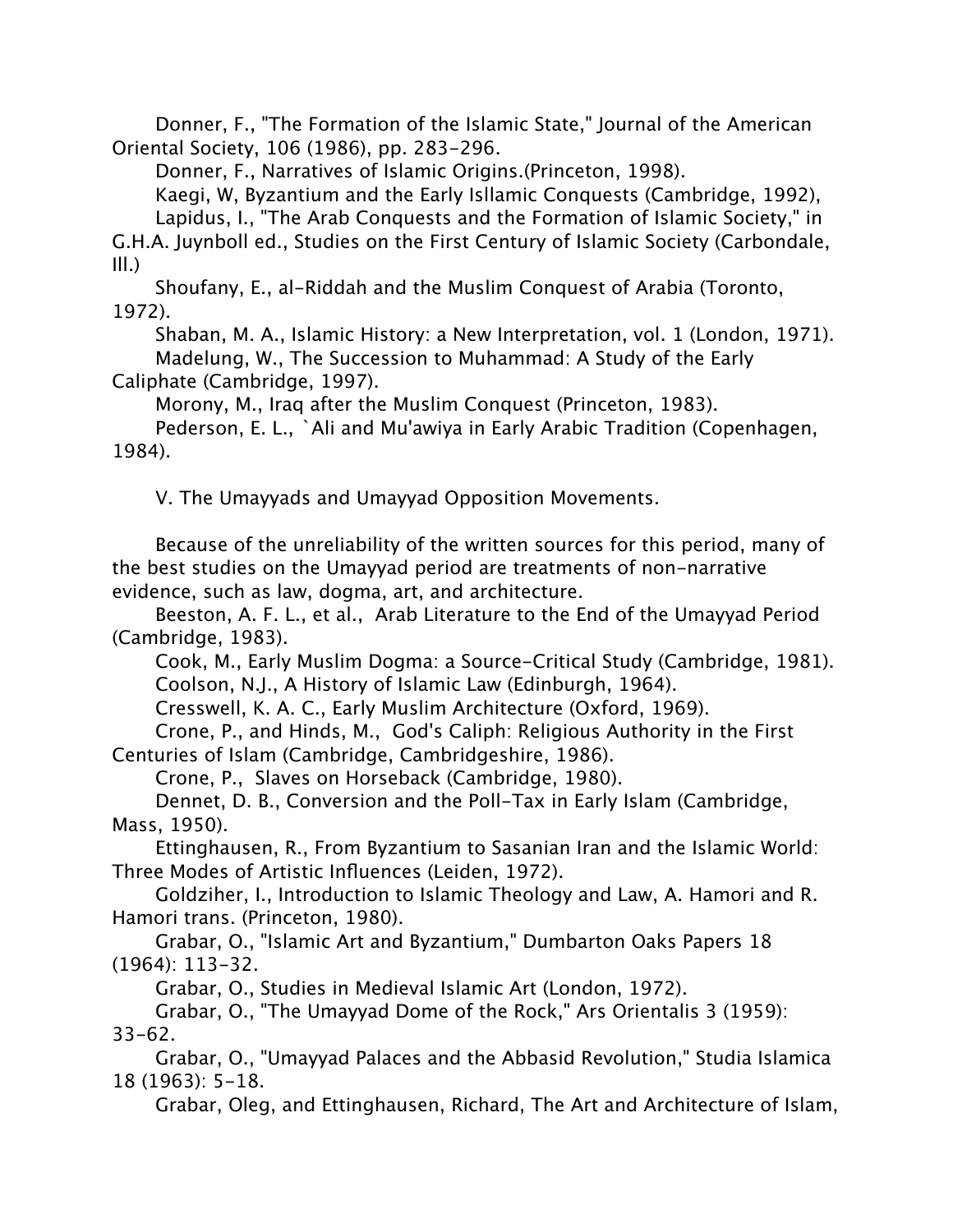Donner, F., "The Formation of the Islamic State," Journal of the American Oriental Society, 106 (1986), pp. 283-296.

Donner, F., Narratives of Islamic Origins.(Princeton, 1998).

Kaegi, W, Byzantium and the Early Isllamic Conquests (Cambridge, 1992),

Lapidus, I., "The Arab Conquests and the Formation of Islamic Society," in G.H.A. Juynboll ed., Studies on the First Century of Islamic Society (Carbondale, Ill.)

Shoufany, E., al-Riddah and the Muslim Conquest of Arabia (Toronto, 1972).

Shaban, M. A., Islamic History: a New Interpretation, vol. 1 (London, 1971).

Madelung, W., The Succession to Muhammad: A Study of the Early Caliphate (Cambridge, 1997).

Morony, M., Iraq after the Muslim Conquest (Princeton, 1983).

Pederson, E. L., `Ali and Mu'awiya in Early Arabic Tradition (Copenhagen, 1984).

## V. The Umayyads and Umayyad Opposition Movements.

Because of the unreliability of the written sources for this period, many of the best studies on the Umayyad period are treatments of non-narrative evidence, such as law, dogma, art, and architecture.

Beeston, A. F. L., et al., Arab Literature to the End of the Umayyad Period (Cambridge, 1983).

Cook, M., Early Muslim Dogma: a Source-Critical Study (Cambridge, 1981).

Coolson, N.J., A History of Islamic Law (Edinburgh, 1964).

Cresswell, K. A. C., Early Muslim Architecture (Oxford, 1969).

Crone, P., and Hinds, M., God's Caliph: Religious Authority in the First Centuries of Islam (Cambridge, Cambridgeshire, 1986).

Crone, P., Slaves on Horseback (Cambridge, 1980).

Dennet, D. B., Conversion and the Poll-Tax in Early Islam (Cambridge, Mass, 1950).

Ettinghausen, R., From Byzantium to Sasanian Iran and the Islamic World: Three Modes of Artistic Influences (Leiden, 1972).

Goldziher, I., Introduction to Islamic Theology and Law, A. Hamori and R. Hamori trans. (Princeton, 1980).

Grabar, O., "Islamic Art and Byzantium," Dumbarton Oaks Papers 18 (1964): 113-32.

Grabar, O., Studies in Medieval Islamic Art (London, 1972).

Grabar, O., "The Umayyad Dome of the Rock," Ars Orientalis 3 (1959): 33-62.

Grabar, O., "Umayyad Palaces and the Abbasid Revolution," Studia Islamica 18 (1963): 5-18.

Grabar, Oleg, and Ettinghausen, Richard, The Art and Architecture of Islam,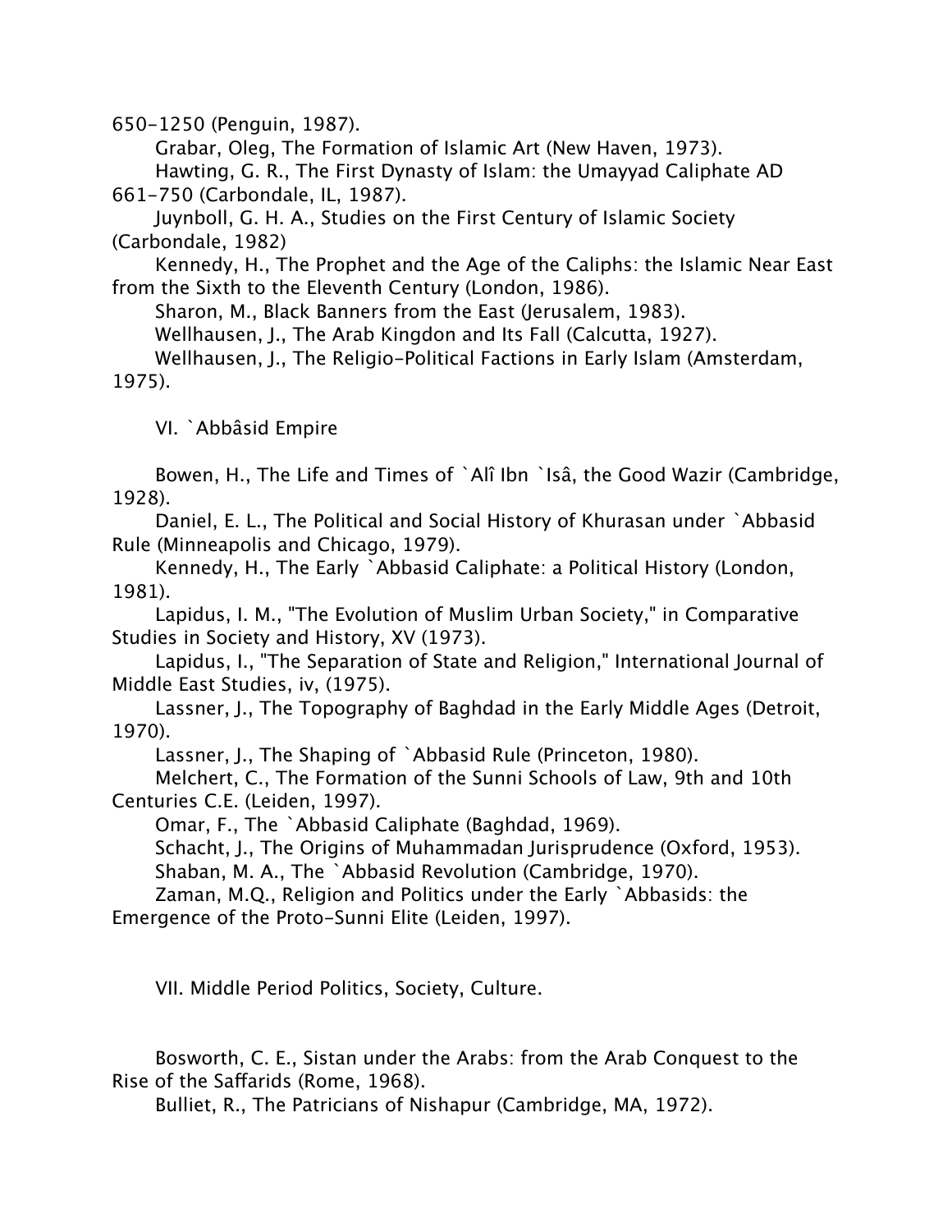650-1250 (Penguin, 1987).

Grabar, Oleg, The Formation of Islamic Art (New Haven, 1973).

Hawting, G. R., The First Dynasty of Islam: the Umayyad Caliphate AD 661-750 (Carbondale, IL, 1987).

Juynboll, G. H. A., Studies on the First Century of Islamic Society (Carbondale, 1982)

Kennedy, H., The Prophet and the Age of the Caliphs: the Islamic Near East from the Sixth to the Eleventh Century (London, 1986).

Sharon, M., Black Banners from the East (Jerusalem, 1983).

Wellhausen, J., The Arab Kingdon and Its Fall (Calcutta, 1927).

Wellhausen, J., The Religio-Political Factions in Early Islam (Amsterdam, 1975).

VI. `Abbâsid Empire

Bowen, H., The Life and Times of `Alî Ibn `Isâ, the Good Wazir (Cambridge, 1928).

Daniel, E. L., The Political and Social History of Khurasan under `Abbasid Rule (Minneapolis and Chicago, 1979).

Kennedy, H., The Early `Abbasid Caliphate: a Political History (London, 1981).

Lapidus, I. M., "The Evolution of Muslim Urban Society," in Comparative Studies in Society and History, XV (1973).

Lapidus, I., "The Separation of State and Religion," International Journal of Middle East Studies, iv, (1975).

Lassner, J., The Topography of Baghdad in the Early Middle Ages (Detroit, 1970).

Lassner, J., The Shaping of `Abbasid Rule (Princeton, 1980).

Melchert, C., The Formation of the Sunni Schools of Law, 9th and 10th Centuries C.E. (Leiden, 1997).

Omar, F., The `Abbasid Caliphate (Baghdad, 1969).

Schacht, J., The Origins of Muhammadan Jurisprudence (Oxford, 1953).

Shaban, M. A., The `Abbasid Revolution (Cambridge, 1970).

Zaman, M.Q., Religion and Politics under the Early `Abbasids: the Emergence of the Proto-Sunni Elite (Leiden, 1997).

VII. Middle Period Politics, Society, Culture.

Bosworth, C. E., Sistan under the Arabs: from the Arab Conquest to the Rise of the Saffarids (Rome, 1968).

Bulliet, R., The Patricians of Nishapur (Cambridge, MA, 1972).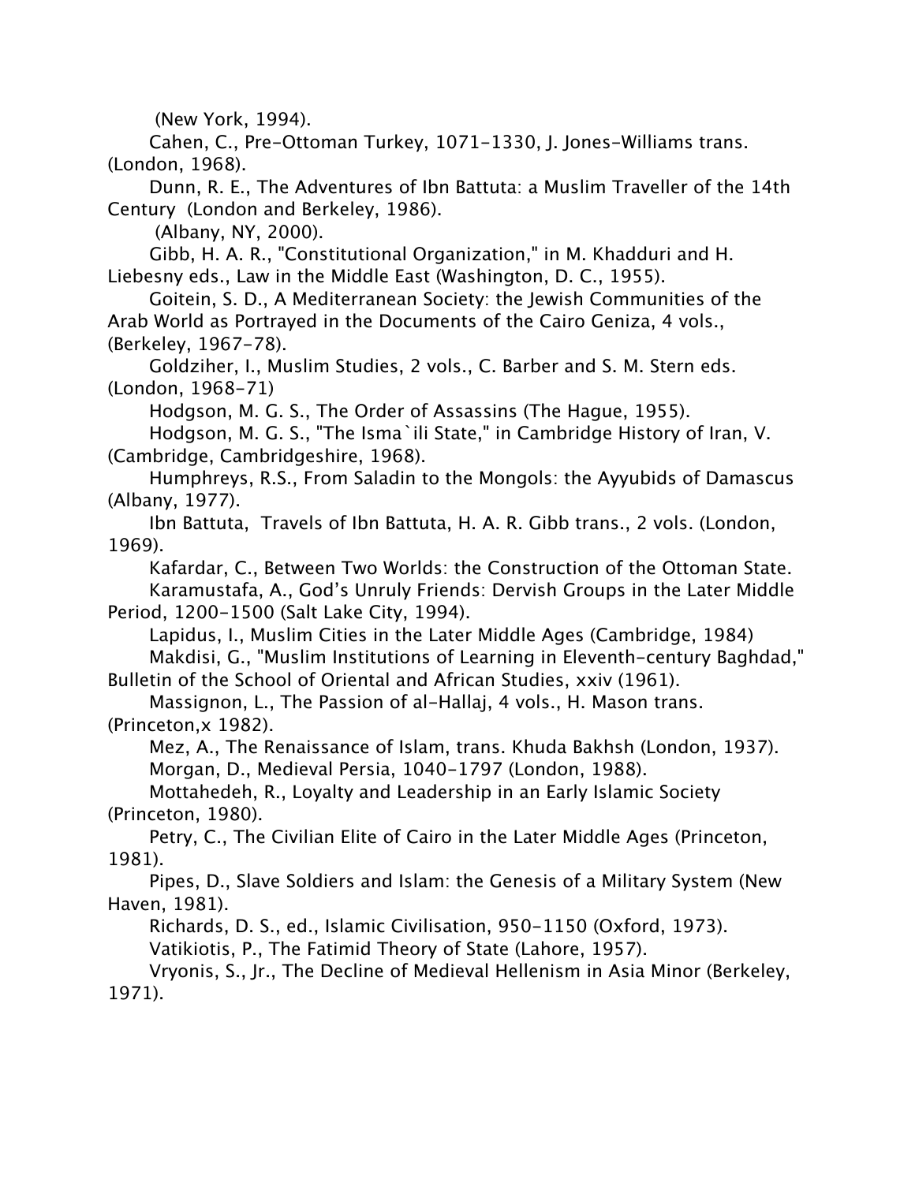(New York, 1994).

Cahen, C., Pre-Ottoman Turkey, 1071-1330, J. Jones-Williams trans. (London, 1968).

Dunn, R. E., The Adventures of Ibn Battuta: a Muslim Traveller of the 14th Century (London and Berkeley, 1986).

(Albany, NY, 2000).

Gibb, H. A. R., "Constitutional Organization," in M. Khadduri and H. Liebesny eds., Law in the Middle East (Washington, D. C., 1955).

Goitein, S. D., A Mediterranean Society: the Jewish Communities of the Arab World as Portrayed in the Documents of the Cairo Geniza, 4 vols., (Berkeley, 1967-78).

Goldziher, I., Muslim Studies, 2 vols., C. Barber and S. M. Stern eds. (London, 1968-71)

Hodgson, M. G. S., The Order of Assassins (The Hague, 1955).

Hodgson, M. G. S., "The Isma`ili State," in Cambridge History of Iran, V. (Cambridge, Cambridgeshire, 1968).

Humphreys, R.S., From Saladin to the Mongols: the Ayyubids of Damascus (Albany, 1977).

Ibn Battuta, Travels of Ibn Battuta, H. A. R. Gibb trans., 2 vols. (London, 1969).

Kafardar, C., Between Two Worlds: the Construction of the Ottoman State.

Karamustafa, A., God's Unruly Friends: Dervish Groups in the Later Middle Period, 1200-1500 (Salt Lake City, 1994).

Lapidus, I., Muslim Cities in the Later Middle Ages (Cambridge, 1984)

Makdisi, G., "Muslim Institutions of Learning in Eleventh-century Baghdad," Bulletin of the School of Oriental and African Studies, xxiv (1961).

Massignon, L., The Passion of al-Hallaj, 4 vols., H. Mason trans. (Princeton,x 1982).

Mez, A., The Renaissance of Islam, trans. Khuda Bakhsh (London, 1937).

Morgan, D., Medieval Persia, 1040-1797 (London, 1988).

Mottahedeh, R., Loyalty and Leadership in an Early Islamic Society (Princeton, 1980).

Petry, C., The Civilian Elite of Cairo in the Later Middle Ages (Princeton, 1981).

Pipes, D., Slave Soldiers and Islam: the Genesis of a Military System (New Haven, 1981).

Richards, D. S., ed., Islamic Civilisation, 950-1150 (Oxford, 1973).

Vatikiotis, P., The Fatimid Theory of State (Lahore, 1957).

Vryonis, S., Jr., The Decline of Medieval Hellenism in Asia Minor (Berkeley, 1971).